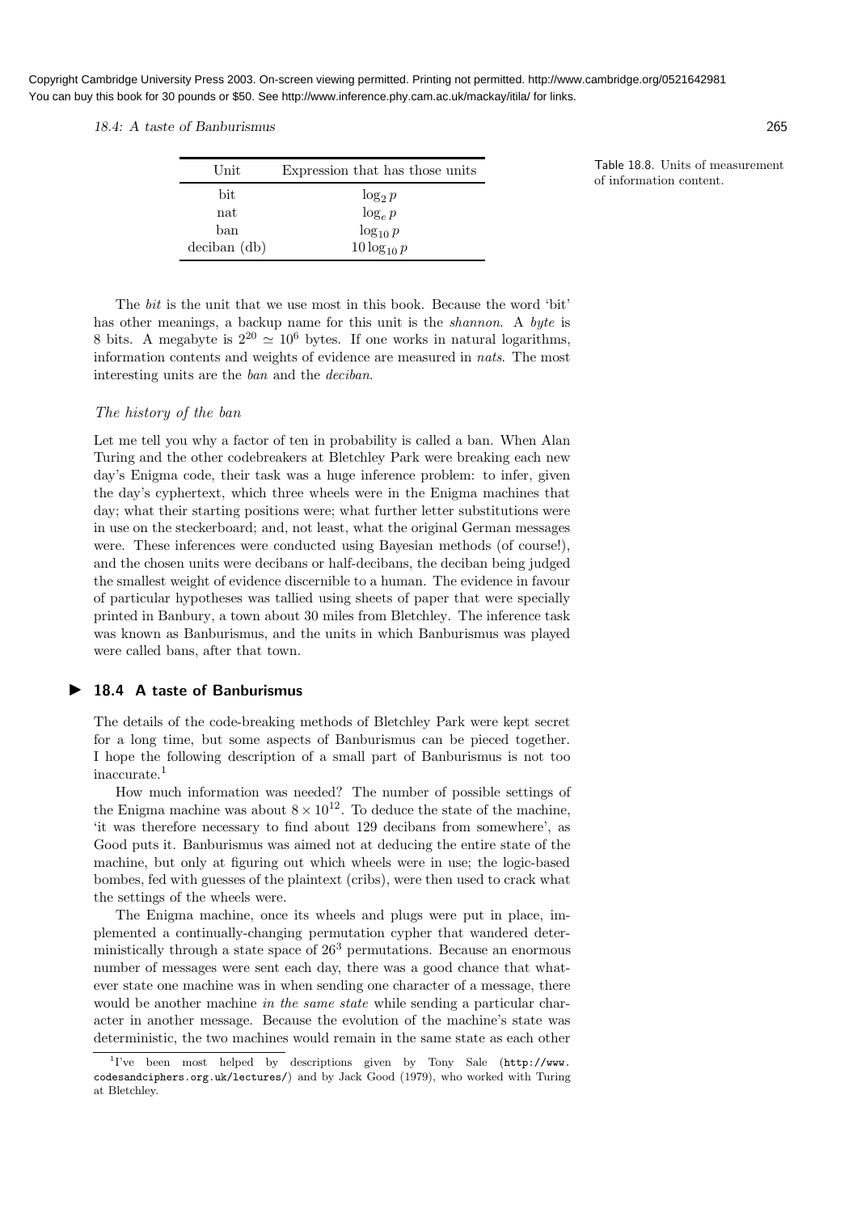| Unit | Expression that has those units |
|---|---|
| bit | $\log_2 p$ |
| nat | $\log_e p$ |
| ban | $\log_{10} p$ |
| deciban (db) | $10 \log_{10} p$ |

Table 18.8. Units of measurement of information content.

The *bit* is the unit that we use most in this book. Because the word 'bit' has other meanings, a backup name for this unit is the *shannon*. A *byte* is 8 bits. A megabyte is $2^{20} \simeq 10^6$ bytes. If one works in natural logarithms, information contents and weights of evidence are measured in *nats*. The most interesting units are the *ban* and the *deciban*.

### *The history of the ban*

Let me tell you why a factor of ten in probability is called a ban. When Alan Turing and the other codebreakers at Bletchley Park were breaking each new day's Enigma code, their task was a huge inference problem: to infer, given the day's cyphertext, which three wheels were in the Enigma machines that day; what their starting positions were; what further letter substitutions were in use on the steckerboard; and, not least, what the original German messages were. These inferences were conducted using Bayesian methods (of course!), and the chosen units were decibans or half-decibans, the deciban being judged the smallest weight of evidence discernible to a human. The evidence in favour of particular hypotheses was tallied using sheets of paper that were specially printed in Banbury, a town about 30 miles from Bletchley. The inference task was known as Banburismus, and the units in which Banburismus was played were called bans, after that town.

## 18.4 A taste of Banburismus

The details of the code-breaking methods of Bletchley Park were kept secret for a long time, but some aspects of Banburismus can be pieced together. I hope the following description of a small part of Banburismus is not too inaccurate.[1]

How much information was needed? The number of possible settings of the Enigma machine was about $8 \times 10^{12}$. To deduce the state of the machine, 'it was therefore necessary to find about 129 decibans from somewhere', as Good puts it. Banburismus was aimed not at deducing the entire state of the machine, but only at figuring out which wheels were in use; the logic-based bombes, fed with guesses of the plaintext (cribs), were then used to crack what the settings of the wheels were.

The Enigma machine, once its wheels and plugs were put in place, implemented a continually-changing permutation cypher that wandered deterministically through a state space of $26^3$ permutations. Because an enormous number of messages were sent each day, there was a good chance that whatever state one machine was in when sending one character of a message, there would be another machine *in the same state* while sending a particular character in another message. Because the evolution of the machine's state was deterministic, the two machines would remain in the same state as each other

[1] I've been most helped by descriptions given by Tony Sale (http://www.codesandciphers.org.uk/lectures/) and by Jack Good (1979), who worked with Turing at Bletchley.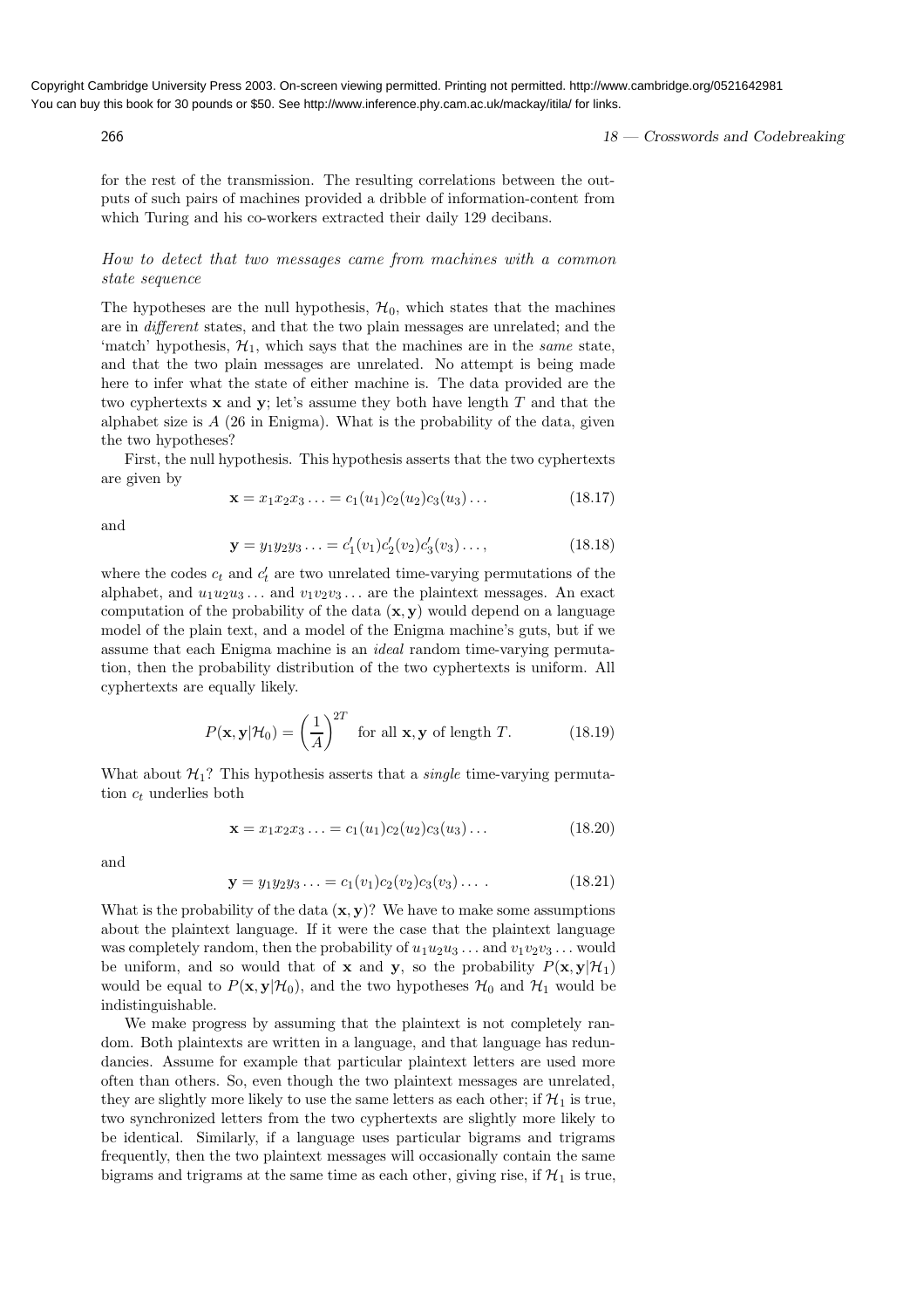for the rest of the transmission. The resulting correlations between the outputs of such pairs of machines provided a dribble of information-content from which Turing and his co-workers extracted their daily 129 decibans.

### *How to detect that two messages came from machines with a common state sequence*

The hypotheses are the null hypothesis, $\mathcal{H}_0$, which states that the machines are in *different* states, and that the two plain messages are unrelated; and the 'match' hypothesis, $\mathcal{H}_1$, which says that the machines are in the *same* state, and that the two plain messages are unrelated. No attempt is being made here to infer what the state of either machine is. The data provided are the two cyphertexts $\mathbf{x}$ and $\mathbf{y}$; let's assume they both have length $T$ and that the alphabet size is $A$ (26 in Enigma). What is the probability of the data, given the two hypotheses?

First, the null hypothesis. This hypothesis asserts that the two cyphertexts are given by

$$\mathbf{x} = x_1x_2x_3\ldots = c_1(u_1)c_2(u_2)c_3(u_3)\ldots \tag{18.17}$$

and

$$\mathbf{y} = y_1y_2y_3\ldots = c'_1(v_1)c'_2(v_2)c'_3(v_3)\ldots, \tag{18.18}$$

where the codes $c_t$ and $c'_t$ are two unrelated time-varying permutations of the alphabet, and $u_1u_2u_3\ldots$ and $v_1v_2v_3\ldots$ are the plaintext messages. An exact computation of the probability of the data $(\mathbf{x}, \mathbf{y})$ would depend on a language model of the plain text, and a model of the Enigma machine's guts, but if we assume that each Enigma machine is an *ideal* random time-varying permutation, then the probability distribution of the two cyphertexts is uniform. All cyphertexts are equally likely.

$$P(\mathbf{x}, \mathbf{y} \mid \mathcal{H}_0) = \left(\frac{1}{A}\right)^{2T} \quad \text{for all } \mathbf{x}, \mathbf{y} \text{ of length } T. \tag{18.19}$$

What about $\mathcal{H}_1$? This hypothesis asserts that a *single* time-varying permutation $c_t$ underlies both

$$\mathbf{x} = x_1x_2x_3\ldots = c_1(u_1)c_2(u_2)c_3(u_3)\ldots \tag{18.20}$$

and

$$\mathbf{y} = y_1y_2y_3\ldots = c_1(v_1)c_2(v_2)c_3(v_3)\ldots\,. \tag{18.21}$$

What is the probability of the data $(\mathbf{x}, \mathbf{y})$? We have to make some assumptions about the plaintext language. If it were the case that the plaintext language was completely random, then the probability of $u_1u_2u_3\ldots$ and $v_1v_2v_3\ldots$ would be uniform, and so would that of $\mathbf{x}$ and $\mathbf{y}$, so the probability $P(\mathbf{x}, \mathbf{y} \mid \mathcal{H}_1)$ would be equal to $P(\mathbf{x}, \mathbf{y} \mid \mathcal{H}_0)$, and the two hypotheses $\mathcal{H}_0$ and $\mathcal{H}_1$ would be indistinguishable.

We make progress by assuming that the plaintext is not completely random. Both plaintexts are written in a language, and that language has redundancies. Assume for example that particular plaintext letters are used more often than others. So, even though the two plaintext messages are unrelated, they are slightly more likely to use the same letters as each other; if $\mathcal{H}_1$ is true, two synchronized letters from the two cyphertexts are slightly more likely to be identical. Similarly, if a language uses particular bigrams and trigrams frequently, then the two plaintext messages will occasionally contain the same bigrams and trigrams at the same time as each other, giving rise, if $\mathcal{H}_1$ is true,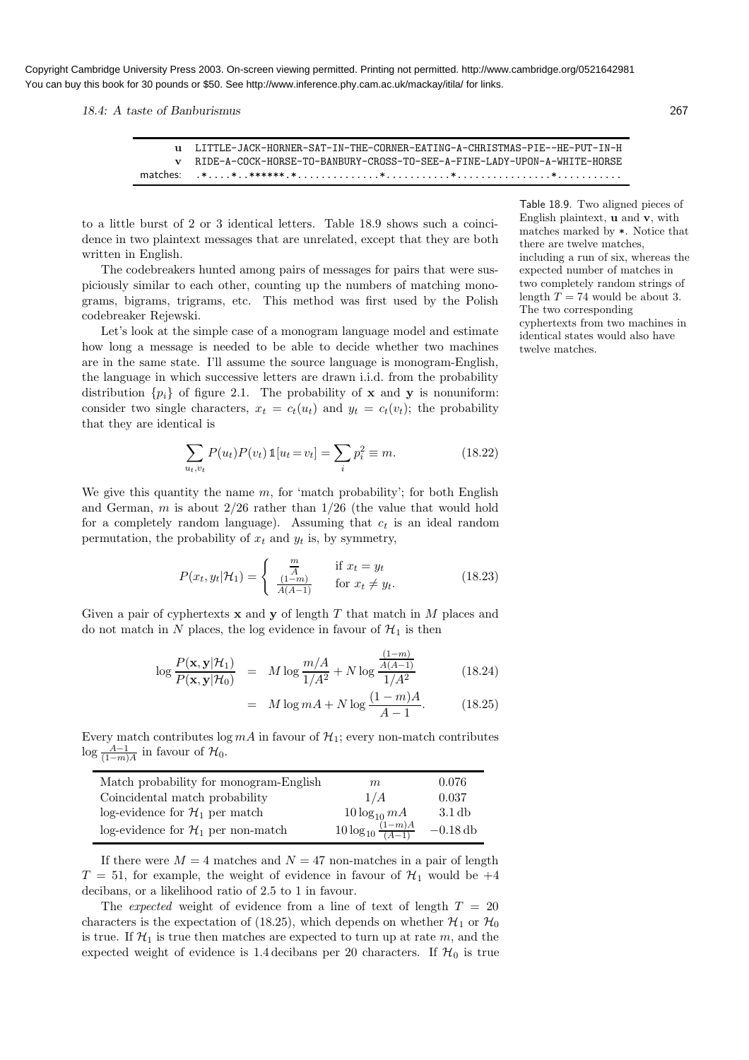Copyright Cambridge University Press 2003. On-screen viewing permitted. Printing not permitted. http://www.cambridge.org/0521642981
You can buy this book for 30 pounds or $50. See http://www.inference.phy.cam.ac.uk/mackay/itila/ for links.

```
       u  LITTLE-JACK-HORNER-SAT-IN-THE-CORNER-EATING-A-CHRISTMAS-PIE--HE-PUT-IN-H
       v  RIDE-A-COCK-HORSE-TO-BANBURY-CROSS-TO-SEE-A-FINE-LADY-UPON-A-WHITE-HORSE
matches:  .*....*..******.*..............*...........*................*...........
```

Table 18.9. Two aligned pieces of English plaintext, **u** and **v**, with matches marked by *. Notice that there are twelve matches, including a run of six, whereas the expected number of matches in two completely random strings of length $T = 74$ would be about 3. The two corresponding cyphertexts from two machines in identical states would also have twelve matches.

to a little burst of 2 or 3 identical letters. Table 18.9 shows such a coincidence in two plaintext messages that are unrelated, except that they are both written in English.

The codebreakers hunted among pairs of messages for pairs that were suspiciously similar to each other, counting up the numbers of matching monograms, bigrams, trigrams, etc. This method was first used by the Polish codebreaker Rejewski.

Let's look at the simple case of a monogram language model and estimate how long a message is needed to be able to decide whether two machines are in the same state. I'll assume the source language is monogram-English, the language in which successive letters are drawn i.i.d. from the probability distribution $\{p_i\}$ of figure 2.1. The probability of $\mathbf{x}$ and $\mathbf{y}$ is nonuniform: consider two single characters, $x_t = c_t(u_t)$ and $y_t = c_t(v_t)$; the probability that they are identical is

$$\sum_{u_t, v_t} P(u_t)P(v_t)\,\mathbb{1}[u_t = v_t] = \sum_i p_i^2 \equiv m. \tag{18.22}$$

We give this quantity the name $m$, for 'match probability'; for both English and German, $m$ is about $2/26$ rather than $1/26$ (the value that would hold for a completely random language). Assuming that $c_t$ is an ideal random permutation, the probability of $x_t$ and $y_t$ is, by symmetry,

$$P(x_t, y_t|\mathcal{H}_1) = \begin{cases} \frac{m}{A} & \text{if } x_t = y_t \\ \frac{(1-m)}{A(A-1)} & \text{for } x_t \neq y_t. \end{cases} \tag{18.23}$$

Given a pair of cyphertexts $\mathbf{x}$ and $\mathbf{y}$ of length $T$ that match in $M$ places and do not match in $N$ places, the log evidence in favour of $\mathcal{H}_1$ is then

$$\log \frac{P(\mathbf{x}, \mathbf{y}|\mathcal{H}_1)}{P(\mathbf{x}, \mathbf{y}|\mathcal{H}_0)} = M \log \frac{m/A}{1/A^2} + N \log \frac{\frac{(1-m)}{A(A-1)}}{1/A^2} \tag{18.24}$$

$$= M \log mA + N \log \frac{(1-m)A}{A-1}. \tag{18.25}$$

Every match contributes $\log mA$ in favour of $\mathcal{H}_1$; every non-match contributes $\log \frac{A-1}{(1-m)A}$ in favour of $\mathcal{H}_0$.

| | | |
|---|---|---|
| Match probability for monogram-English | $m$ | 0.076 |
| Coincidental match probability | $1/A$ | 0.037 |
| log-evidence for $\mathcal{H}_1$ per match | $10 \log_{10} mA$ | 3.1 db |
| log-evidence for $\mathcal{H}_1$ per non-match | $10 \log_{10} \frac{(1-m)A}{(A-1)}$ | $-0.18$ db |

If there were $M = 4$ matches and $N = 47$ non-matches in a pair of length $T = 51$, for example, the weight of evidence in favour of $\mathcal{H}_1$ would be $+4$ decibans, or a likelihood ratio of 2.5 to 1 in favour.

The *expected* weight of evidence from a line of text of length $T = 20$ characters is the expectation of (18.25), which depends on whether $\mathcal{H}_1$ or $\mathcal{H}_0$ is true. If $\mathcal{H}_1$ is true then matches are expected to turn up at rate $m$, and the expected weight of evidence is 1.4 decibans per 20 characters. If $\mathcal{H}_0$ is true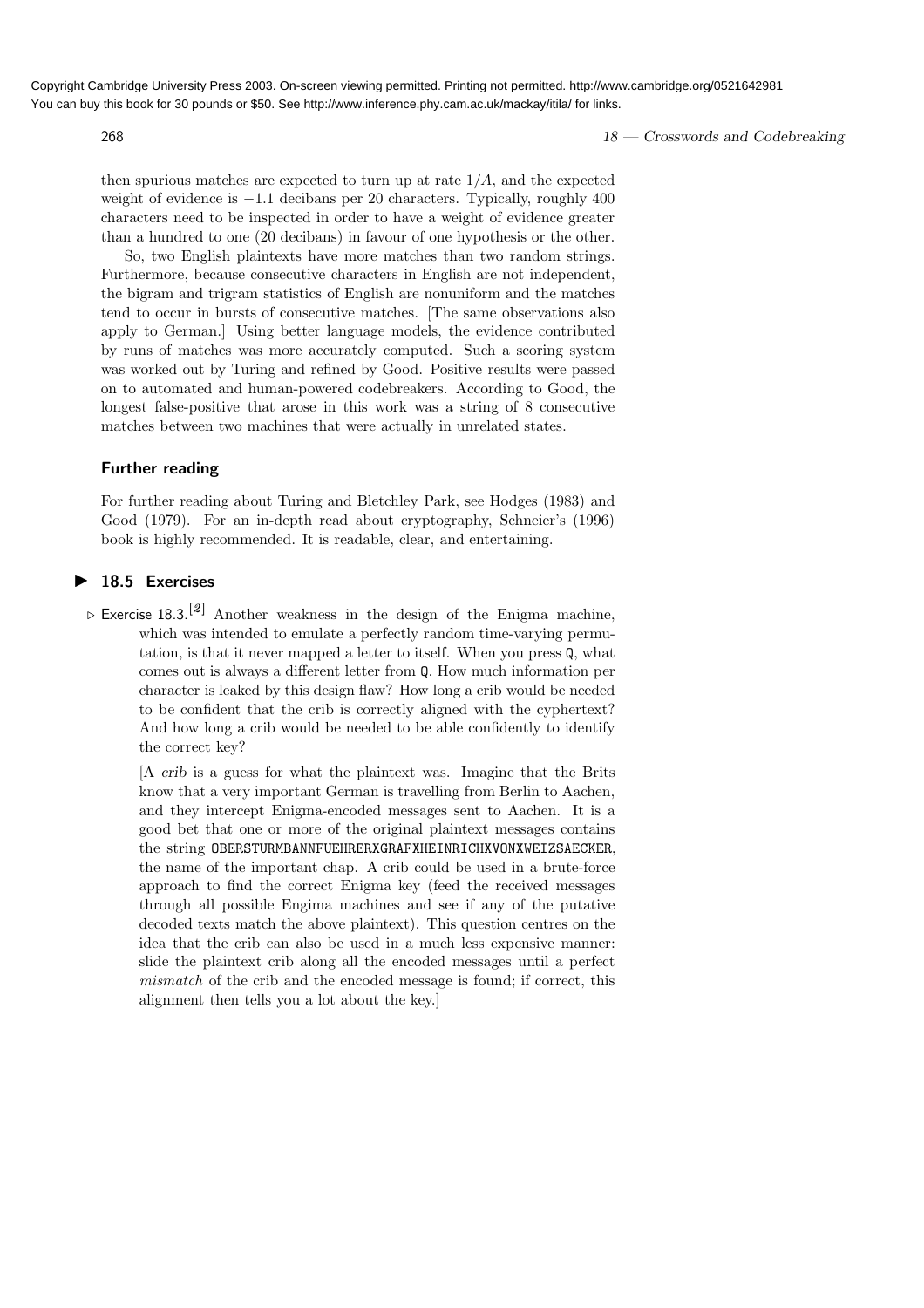then spurious matches are expected to turn up at rate $1/A$, and the expected weight of evidence is $-1.1$ decibans per 20 characters. Typically, roughly 400 characters need to be inspected in order to have a weight of evidence greater than a hundred to one (20 decibans) in favour of one hypothesis or the other.

So, two English plaintexts have more matches than two random strings. Furthermore, because consecutive characters in English are not independent, the bigram and trigram statistics of English are nonuniform and the matches tend to occur in bursts of consecutive matches. [The same observations also apply to German.] Using better language models, the evidence contributed by runs of matches was more accurately computed. Such a scoring system was worked out by Turing and refined by Good. Positive results were passed on to automated and human-powered codebreakers. According to Good, the longest false-positive that arose in this work was a string of 8 consecutive matches between two machines that were actually in unrelated states.

### Further reading

For further reading about Turing and Bletchley Park, see Hodges (1983) and Good (1979). For an in-depth read about cryptography, Schneier's (1996) book is highly recommended. It is readable, clear, and entertaining.

## ▶ 18.5 Exercises

▷ Exercise 18.3.[2] Another weakness in the design of the Enigma machine, which was intended to emulate a perfectly random time-varying permutation, is that it never mapped a letter to itself. When you press `Q`, what comes out is always a different letter from `Q`. How much information per character is leaked by this design flaw? How long a crib would be needed to be confident that the crib is correctly aligned with the cyphertext? And how long a crib would be needed to be able confidently to identify the correct key?

[A *crib* is a guess for what the plaintext was. Imagine that the Brits know that a very important German is travelling from Berlin to Aachen, and they intercept Enigma-encoded messages sent to Aachen. It is a good bet that one or more of the original plaintext messages contains the string `OBERSTURMBANNFUEHRERXGRAFXHEINRICHXVONXWEIZSAECKER`, the name of the important chap. A crib could be used in a brute-force approach to find the correct Enigma key (feed the received messages through all possible Engima machines and see if any of the putative decoded texts match the above plaintext). This question centres on the idea that the crib can also be used in a much less expensive manner: slide the plaintext crib along all the encoded messages until a perfect *mismatch* of the crib and the encoded message is found; if correct, this alignment then tells you a lot about the key.]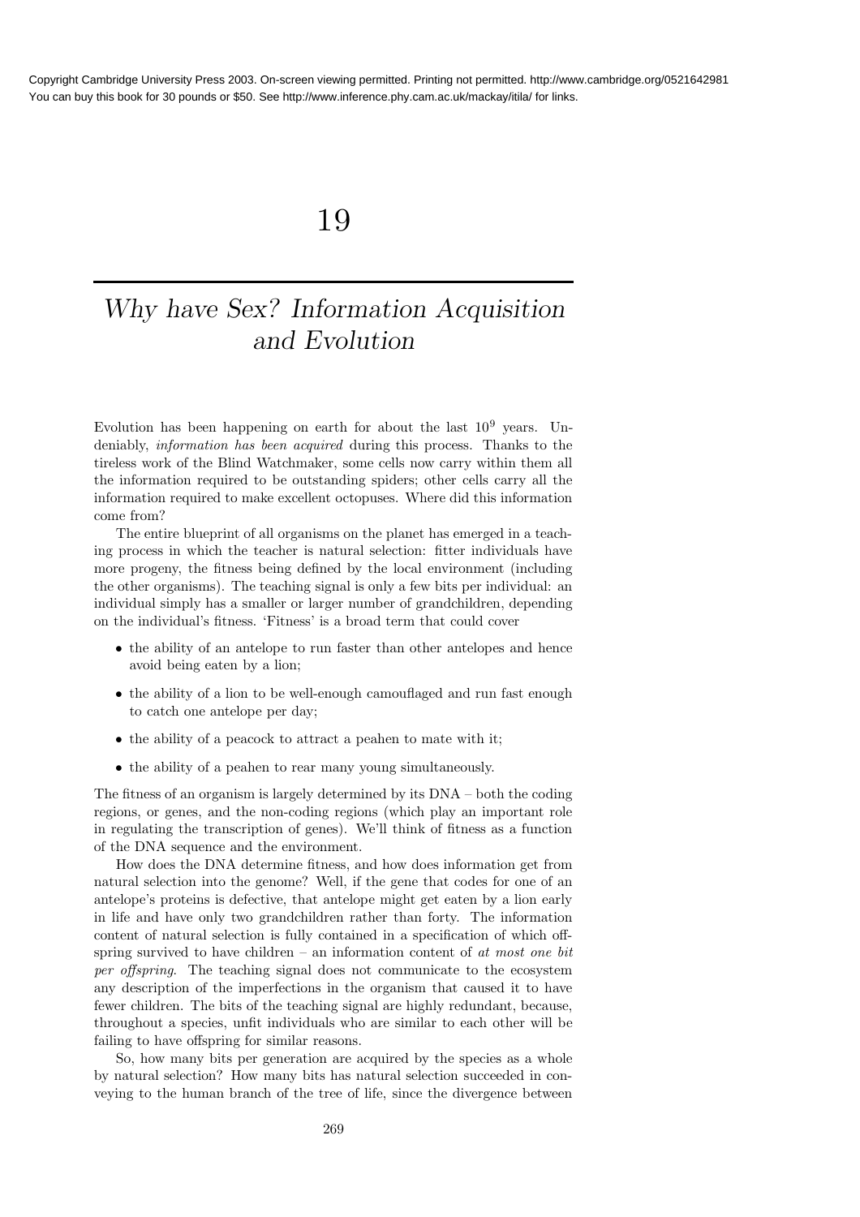# 19

## *Why have Sex? Information Acquisition and Evolution*

Evolution has been happening on earth for about the last $10^9$ years. Undeniably, *information has been acquired* during this process. Thanks to the tireless work of the Blind Watchmaker, some cells now carry within them all the information required to be outstanding spiders; other cells carry all the information required to make excellent octopuses. Where did this information come from?

The entire blueprint of all organisms on the planet has emerged in a teaching process in which the teacher is natural selection: fitter individuals have more progeny, the fitness being defined by the local environment (including the other organisms). The teaching signal is only a few bits per individual: an individual simply has a smaller or larger number of grandchildren, depending on the individual's fitness. 'Fitness' is a broad term that could cover

- the ability of an antelope to run faster than other antelopes and hence avoid being eaten by a lion;
- the ability of a lion to be well-enough camouflaged and run fast enough to catch one antelope per day;
- the ability of a peacock to attract a peahen to mate with it;
- the ability of a peahen to rear many young simultaneously.

The fitness of an organism is largely determined by its DNA – both the coding regions, or genes, and the non-coding regions (which play an important role in regulating the transcription of genes). We'll think of fitness as a function of the DNA sequence and the environment.

How does the DNA determine fitness, and how does information get from natural selection into the genome? Well, if the gene that codes for one of an antelope's proteins is defective, that antelope might get eaten by a lion early in life and have only two grandchildren rather than forty. The information content of natural selection is fully contained in a specification of which offspring survived to have children – an information content of *at most one bit per offspring*. The teaching signal does not communicate to the ecosystem any description of the imperfections in the organism that caused it to have fewer children. The bits of the teaching signal are highly redundant, because, throughout a species, unfit individuals who are similar to each other will be failing to have offspring for similar reasons.

So, how many bits per generation are acquired by the species as a whole by natural selection? How many bits has natural selection succeeded in conveying to the human branch of the tree of life, since the divergence between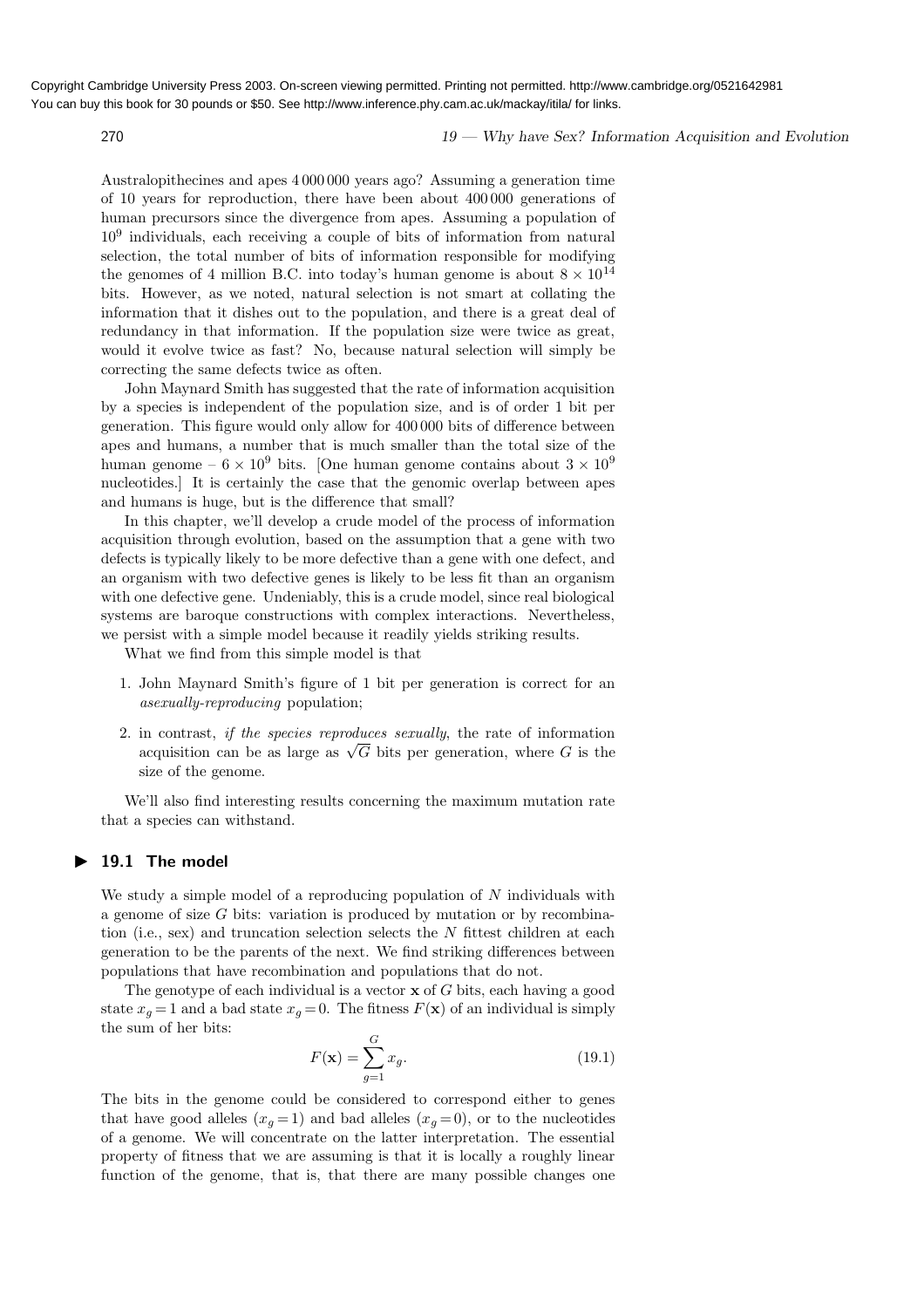Australopithecines and apes 4 000 000 years ago? Assuming a generation time of 10 years for reproduction, there have been about 400 000 generations of human precursors since the divergence from apes. Assuming a population of $10^9$ individuals, each receiving a couple of bits of information from natural selection, the total number of bits of information responsible for modifying the genomes of 4 million B.C. into today's human genome is about $8 \times 10^{14}$ bits. However, as we noted, natural selection is not smart at collating the information that it dishes out to the population, and there is a great deal of redundancy in that information. If the population size were twice as great, would it evolve twice as fast? No, because natural selection will simply be correcting the same defects twice as often.

John Maynard Smith has suggested that the rate of information acquisition by a species is independent of the population size, and is of order 1 bit per generation. This figure would only allow for 400 000 bits of difference between apes and humans, a number that is much smaller than the total size of the human genome – $6 \times 10^9$ bits. [One human genome contains about $3 \times 10^9$ nucleotides.] It is certainly the case that the genomic overlap between apes and humans is huge, but is the difference that small?

In this chapter, we'll develop a crude model of the process of information acquisition through evolution, based on the assumption that a gene with two defects is typically likely to be more defective than a gene with one defect, and an organism with two defective genes is likely to be less fit than an organism with one defective gene. Undeniably, this is a crude model, since real biological systems are baroque constructions with complex interactions. Nevertheless, we persist with a simple model because it readily yields striking results.

What we find from this simple model is that

1. John Maynard Smith's figure of 1 bit per generation is correct for an *asexually-reproducing* population;
2. in contrast, *if the species reproduces sexually*, the rate of information acquisition can be as large as $\sqrt{G}$ bits per generation, where $G$ is the size of the genome.

We'll also find interesting results concerning the maximum mutation rate that a species can withstand.

## 19.1 The model

We study a simple model of a reproducing population of $N$ individuals with a genome of size $G$ bits: variation is produced by mutation or by recombination (i.e., sex) and truncation selection selects the $N$ fittest children at each generation to be the parents of the next. We find striking differences between populations that have recombination and populations that do not.

The genotype of each individual is a vector $\mathbf{x}$ of $G$ bits, each having a good state $x_g = 1$ and a bad state $x_g = 0$. The fitness $F(\mathbf{x})$ of an individual is simply the sum of her bits:

$$F(\mathbf{x}) = \sum_{g=1}^{G} x_g. \tag{19.1}$$

The bits in the genome could be considered to correspond either to genes that have good alleles ($x_g = 1$) and bad alleles ($x_g = 0$), or to the nucleotides of a genome. We will concentrate on the latter interpretation. The essential property of fitness that we are assuming is that it is locally a roughly linear function of the genome, that is, that there are many possible changes one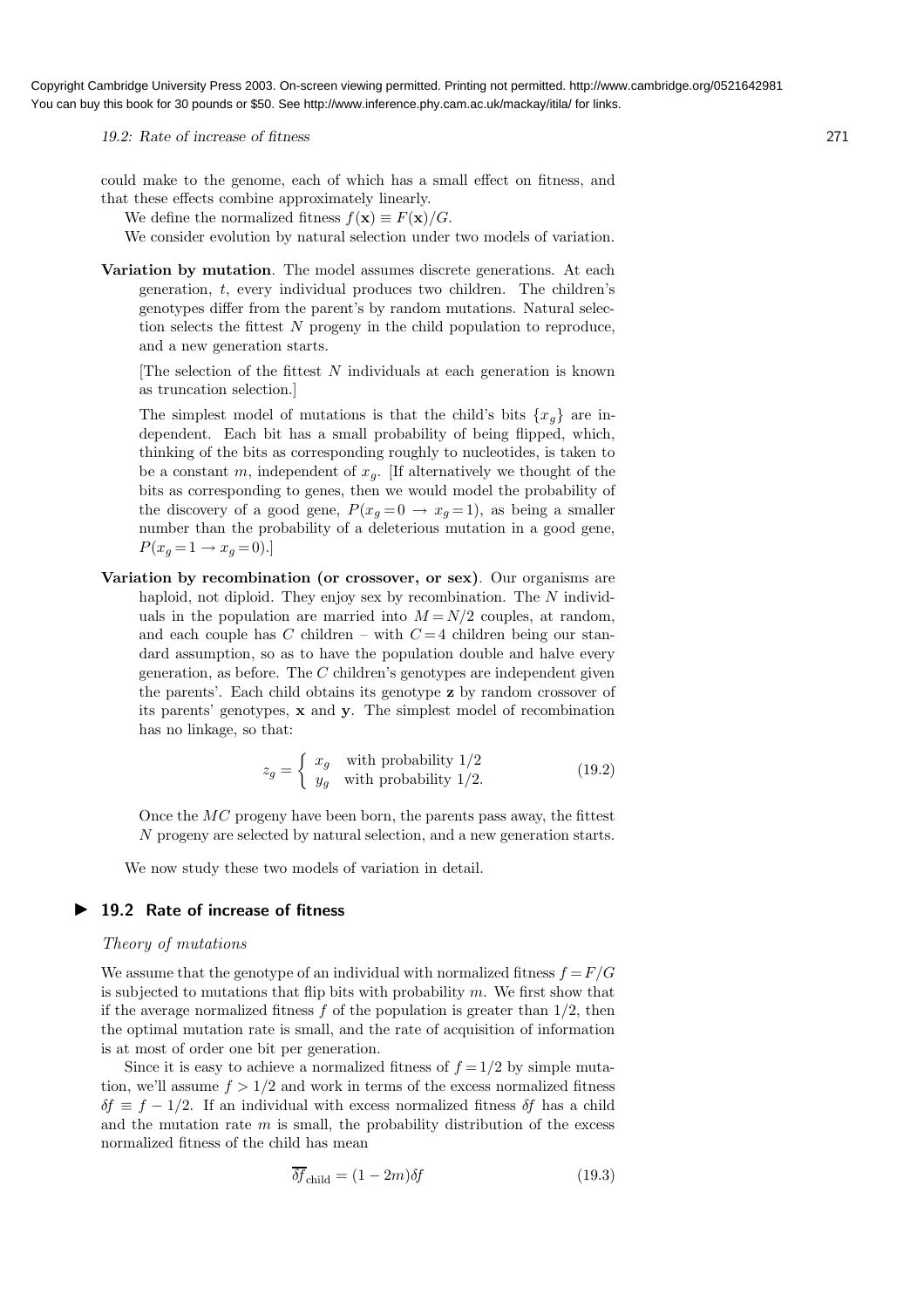could make to the genome, each of which has a small effect on fitness, and that these effects combine approximately linearly.

We define the normalized fitness $f(\mathbf{x}) \equiv F(\mathbf{x})/G$.

We consider evolution by natural selection under two models of variation.

**Variation by mutation**. The model assumes discrete generations. At each generation, $t$, every individual produces two children. The children's genotypes differ from the parent's by random mutations. Natural selection selects the fittest $N$ progeny in the child population to reproduce, and a new generation starts.

[The selection of the fittest $N$ individuals at each generation is known as truncation selection.]

The simplest model of mutations is that the child's bits $\{x_g\}$ are independent. Each bit has a small probability of being flipped, which, thinking of the bits as corresponding roughly to nucleotides, is taken to be a constant $m$, independent of $x_g$. [If alternatively we thought of the bits as corresponding to genes, then we would model the probability of the discovery of a good gene, $P(x_g = 0 \rightarrow x_g = 1)$, as being a smaller number than the probability of a deleterious mutation in a good gene, $P(x_g = 1 \rightarrow x_g = 0)$.]

**Variation by recombination (or crossover, or sex)**. Our organisms are haploid, not diploid. They enjoy sex by recombination. The $N$ individuals in the population are married into $M = N/2$ couples, at random, and each couple has $C$ children – with $C = 4$ children being our standard assumption, so as to have the population double and halve every generation, as before. The $C$ children's genotypes are independent given the parents'. Each child obtains its genotype $\mathbf{z}$ by random crossover of its parents' genotypes, $\mathbf{x}$ and $\mathbf{y}$. The simplest model of recombination has no linkage, so that:

$$z_g = \begin{cases} x_g & \text{with probability } 1/2 \\ y_g & \text{with probability } 1/2. \end{cases} \tag{19.2}$$

Once the $MC$ progeny have been born, the parents pass away, the fittest $N$ progeny are selected by natural selection, and a new generation starts.

We now study these two models of variation in detail.

## 19.2 Rate of increase of fitness

*Theory of mutations*

We assume that the genotype of an individual with normalized fitness $f = F/G$ is subjected to mutations that flip bits with probability $m$. We first show that if the average normalized fitness $f$ of the population is greater than $1/2$, then the optimal mutation rate is small, and the rate of acquisition of information is at most of order one bit per generation.

Since it is easy to achieve a normalized fitness of $f = 1/2$ by simple mutation, we'll assume $f > 1/2$ and work in terms of the excess normalized fitness $\delta f \equiv f - 1/2$. If an individual with excess normalized fitness $\delta f$ has a child and the mutation rate $m$ is small, the probability distribution of the excess normalized fitness of the child has mean

$$\overline{\delta f}_{\text{child}} = (1 - 2m)\delta f \tag{19.3}$$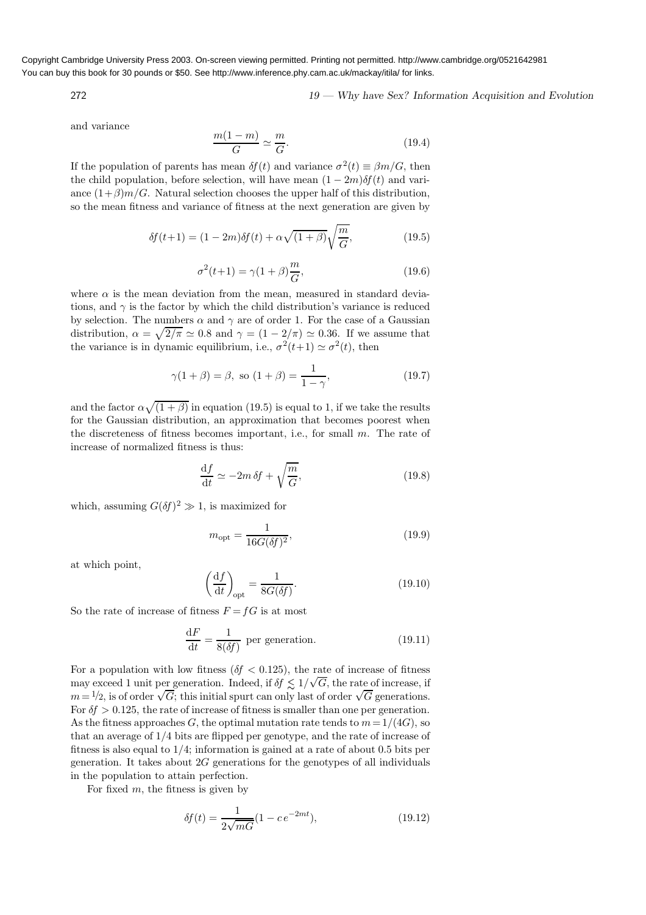and variance

$$\frac{m(1-m)}{G} \simeq \frac{m}{G}. \tag{19.4}$$

If the population of parents has mean $\delta f(t)$ and variance $\sigma^2(t) \equiv \beta m/G$, then the child population, before selection, will have mean $(1-2m)\delta f(t)$ and variance $(1+\beta)m/G$. Natural selection chooses the upper half of this distribution, so the mean fitness and variance of fitness at the next generation are given by

$$\delta f(t+1) = (1-2m)\delta f(t) + \alpha\sqrt{(1+\beta)}\sqrt{\frac{m}{G}}, \tag{19.5}$$

$$\sigma^2(t+1) = \gamma(1+\beta)\frac{m}{G}, \tag{19.6}$$

where $\alpha$ is the mean deviation from the mean, measured in standard deviations, and $\gamma$ is the factor by which the child distribution's variance is reduced by selection. The numbers $\alpha$ and $\gamma$ are of order 1. For the case of a Gaussian distribution, $\alpha = \sqrt{2/\pi} \simeq 0.8$ and $\gamma = (1-2/\pi) \simeq 0.36$. If we assume that the variance is in dynamic equilibrium, i.e., $\sigma^2(t+1) \simeq \sigma^2(t)$, then

$$\gamma(1+\beta) = \beta, \text{ so } (1+\beta) = \frac{1}{1-\gamma}, \tag{19.7}$$

and the factor $\alpha\sqrt{(1+\beta)}$ in equation (19.5) is equal to 1, if we take the results for the Gaussian distribution, an approximation that becomes poorest when the discreteness of fitness becomes important, i.e., for small $m$. The rate of increase of normalized fitness is thus:

$$\frac{\mathrm{d}f}{\mathrm{d}t} \simeq -2m\,\delta f + \sqrt{\frac{m}{G}}, \tag{19.8}$$

which, assuming $G(\delta f)^2 \gg 1$, is maximized for

$$m_{\text{opt}} = \frac{1}{16G(\delta f)^2}, \tag{19.9}$$

at which point,

$$\left(\frac{\mathrm{d}f}{\mathrm{d}t}\right)_{\text{opt}} = \frac{1}{8G(\delta f)}. \tag{19.10}$$

So the rate of increase of fitness $F = fG$ is at most

$$\frac{\mathrm{d}F}{\mathrm{d}t} = \frac{1}{8(\delta f)} \text{ per generation.} \tag{19.11}$$

For a population with low fitness ($\delta f < 0.125$), the rate of increase of fitness may exceed 1 unit per generation. Indeed, if $\delta f \lesssim 1/\sqrt{G}$, the rate of increase, if $m = 1/2$, is of order $\sqrt{G}$; this initial spurt can only last of order $\sqrt{G}$ generations. For $\delta f > 0.125$, the rate of increase of fitness is smaller than one per generation. As the fitness approaches $G$, the optimal mutation rate tends to $m = 1/(4G)$, so that an average of $1/4$ bits are flipped per genotype, and the rate of increase of fitness is also equal to $1/4$; information is gained at a rate of about 0.5 bits per generation. It takes about $2G$ generations for the genotypes of all individuals in the population to attain perfection.

For fixed $m$, the fitness is given by

$$\delta f(t) = \frac{1}{2\sqrt{mG}}(1 - c\,e^{-2mt}), \tag{19.12}$$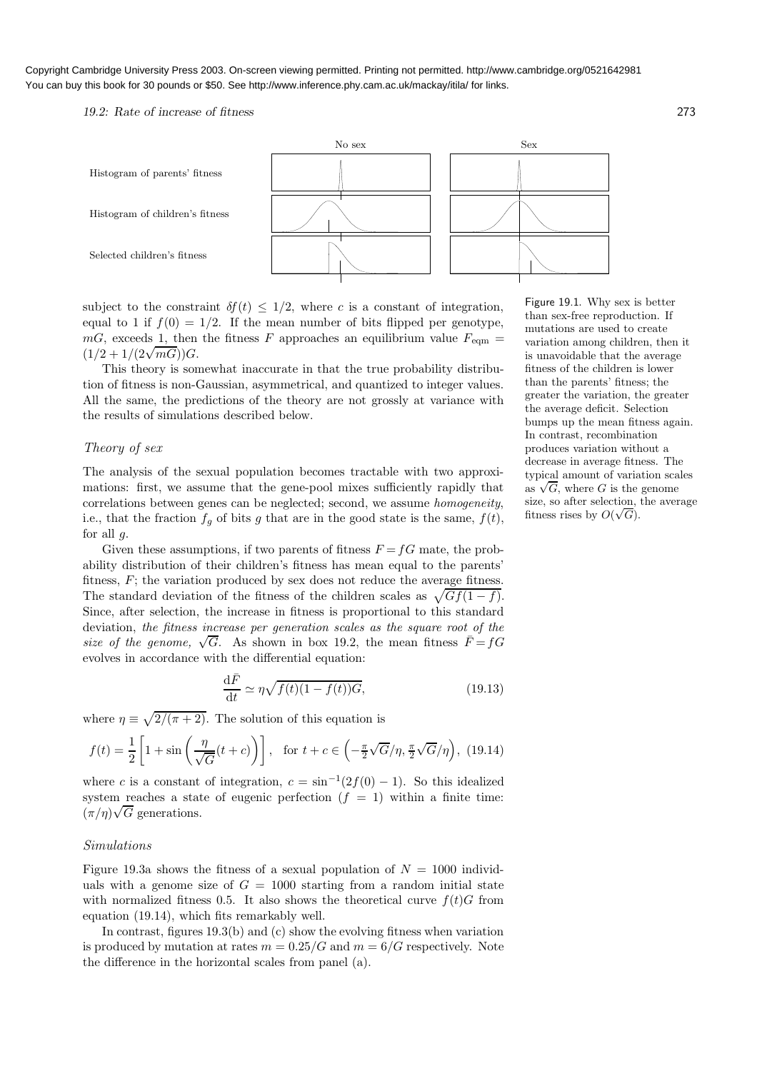Copyright Cambridge University Press 2003. On-screen viewing permitted. Printing not permitted. http://www.cambridge.org/0521642981
You can buy this book for 30 pounds or $50. See http://www.inference.phy.cam.ac.uk/mackay/itila/ for links.

Figure 19.1. Why sex is better than sex-free reproduction. If mutations are used to create variation among children, then it is unavoidable that the average fitness of the children is lower than the parents' fitness; the greater the variation, the greater the average deficit. Selection bumps up the mean fitness again. In contrast, recombination produces variation without a decrease in average fitness. The typical amount of variation scales as $\sqrt{G}$, where $G$ is the genome size, so after selection, the average fitness rises by $O(\sqrt{G})$.

subject to the constraint $\delta f(t) \leq 1/2$, where $c$ is a constant of integration, equal to 1 if $f(0) = 1/2$. If the mean number of bits flipped per genotype, $mG$, exceeds 1, then the fitness $F$ approaches an equilibrium value $F_{\rm eqm} = (1/2 + 1/(2\sqrt{mG}))G$.

This theory is somewhat inaccurate in that the true probability distribution of fitness is non-Gaussian, asymmetrical, and quantized to integer values. All the same, the predictions of the theory are not grossly at variance with the results of simulations described below.

### *Theory of sex*

The analysis of the sexual population becomes tractable with two approximations: first, we assume that the gene-pool mixes sufficiently rapidly that correlations between genes can be neglected; second, we assume *homogeneity*, i.e., that the fraction $f_g$ of bits $g$ that are in the good state is the same, $f(t)$, for all $g$.

Given these assumptions, if two parents of fitness $F = fG$ mate, the probability distribution of their children's fitness has mean equal to the parents' fitness, $F$; the variation produced by sex does not reduce the average fitness. The standard deviation of the fitness of the children scales as $\sqrt{Gf(1-f)}$. Since, after selection, the increase in fitness is proportional to this standard deviation, *the fitness increase per generation scales as the square root of the size of the genome,* $\sqrt{G}$. As shown in box 19.2, the mean fitness $\bar{F} = fG$ evolves in accordance with the differential equation:

$$\frac{\mathrm{d}\bar{F}}{\mathrm{d}t} \simeq \eta\sqrt{f(t)(1-f(t))G}, \tag{19.13}$$

where $\eta \equiv \sqrt{2/(\pi+2)}$. The solution of this equation is

$$f(t) = \frac{1}{2}\left[1 + \sin\left(\frac{\eta}{\sqrt{G}}(t+c)\right)\right], \quad \text{for } t + c \in \left(-\tfrac{\pi}{2}\sqrt{G}/\eta, \tfrac{\pi}{2}\sqrt{G}/\eta\right), \tag{19.14}$$

where $c$ is a constant of integration, $c = \sin^{-1}(2f(0) - 1)$. So this idealized system reaches a state of eugenic perfection ($f = 1$) within a finite time: $(\pi/\eta)\sqrt{G}$ generations.

### *Simulations*

Figure 19.3a shows the fitness of a sexual population of $N = 1000$ individuals with a genome size of $G = 1000$ starting from a random initial state with normalized fitness 0.5. It also shows the theoretical curve $f(t)G$ from equation (19.14), which fits remarkably well.

In contrast, figures 19.3(b) and (c) show the evolving fitness when variation is produced by mutation at rates $m = 0.25/G$ and $m = 6/G$ respectively. Note the difference in the horizontal scales from panel (a).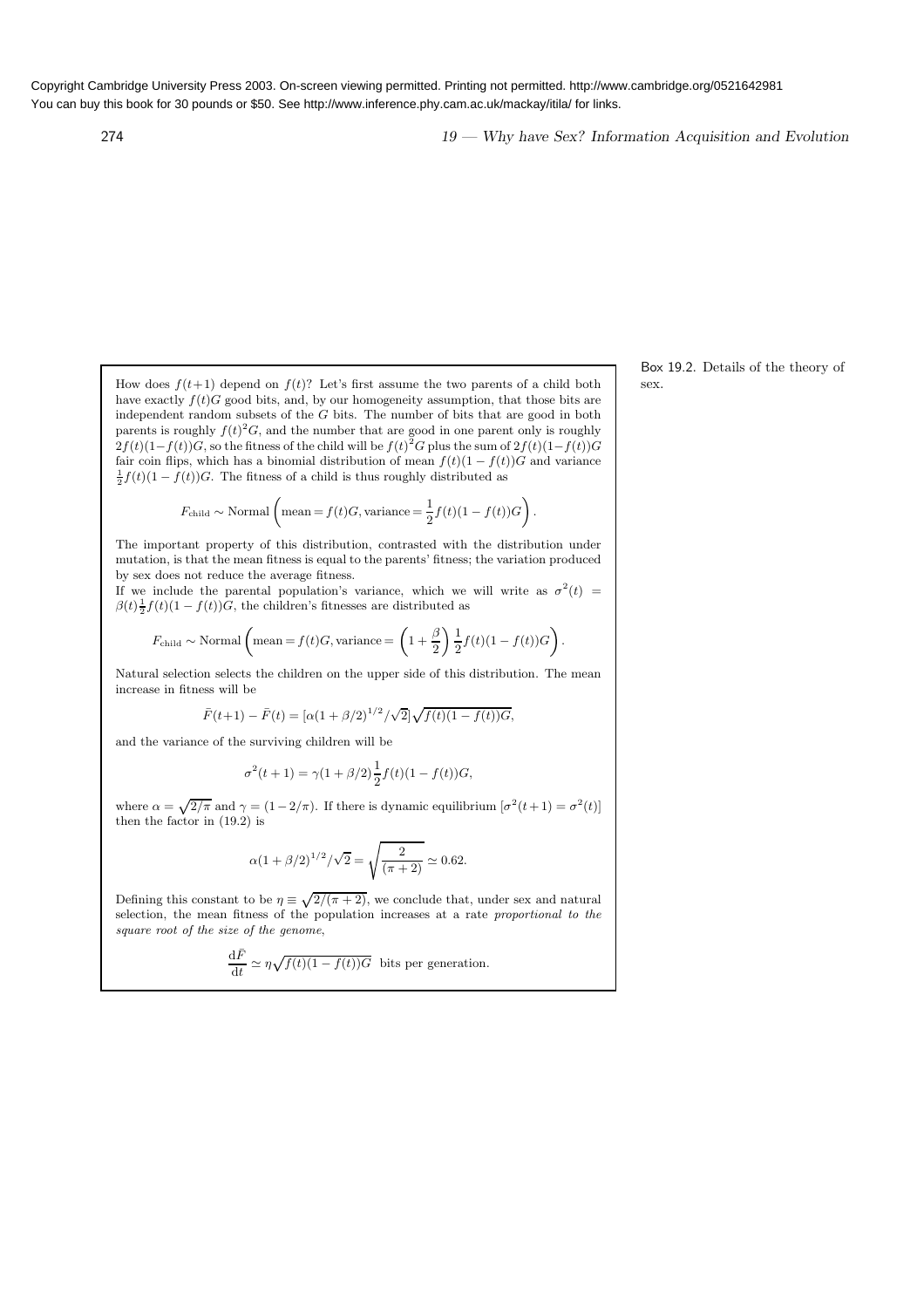Box 19.2. Details of the theory of sex.

How does $f(t+1)$ depend on $f(t)$? Let's first assume the two parents of a child both have exactly $f(t)G$ good bits, and, by our homogeneity assumption, that those bits are independent random subsets of the $G$ bits. The number of bits that are good in both parents is roughly $f(t)^2G$, and the number that are good in one parent only is roughly $2f(t)(1-f(t))G$, so the fitness of the child will be $f(t)^2G$ plus the sum of $2f(t)(1-f(t))G$ fair coin flips, which has a binomial distribution of mean $f(t)(1-f(t))G$ and variance $\frac{1}{2}f(t)(1-f(t))G$. The fitness of a child is thus roughly distributed as

$$F_{\text{child}} \sim \text{Normal}\left(\text{mean} = f(t)G, \text{variance} = \frac{1}{2}f(t)(1-f(t))G\right).$$

The important property of this distribution, contrasted with the distribution under mutation, is that the mean fitness is equal to the parents' fitness; the variation produced by sex does not reduce the average fitness.

If we include the parental population's variance, which we will write as $\sigma^2(t) = \beta(t)\frac{1}{2}f(t)(1-f(t))G$, the children's fitnesses are distributed as

$$F_{\text{child}} \sim \text{Normal}\left(\text{mean} = f(t)G, \text{variance} = \left(1 + \frac{\beta}{2}\right)\frac{1}{2}f(t)(1-f(t))G\right).$$

Natural selection selects the children on the upper side of this distribution. The mean increase in fitness will be

$$\bar{F}(t+1) - \bar{F}(t) = [\alpha(1+\beta/2)^{1/2}/\sqrt{2}]\sqrt{f(t)(1-f(t))G},$$

and the variance of the surviving children will be

$$\sigma^2(t+1) = \gamma(1+\beta/2)\frac{1}{2}f(t)(1-f(t))G,$$

where $\alpha = \sqrt{2/\pi}$ and $\gamma = (1-2/\pi)$. If there is dynamic equilibrium $[\sigma^2(t+1) = \sigma^2(t)]$ then the factor in (19.2) is

$$\alpha(1+\beta/2)^{1/2}/\sqrt{2} = \sqrt{\frac{2}{(\pi+2)}} \simeq 0.62.$$

Defining this constant to be $\eta \equiv \sqrt{2/(\pi+2)}$, we conclude that, under sex and natural selection, the mean fitness of the population increases at a rate *proportional to the square root of the size of the genome*,

$$\frac{\mathrm{d}\bar{F}}{\mathrm{d}t} \simeq \eta\sqrt{f(t)(1-f(t))G} \;\; \text{bits per generation.}$$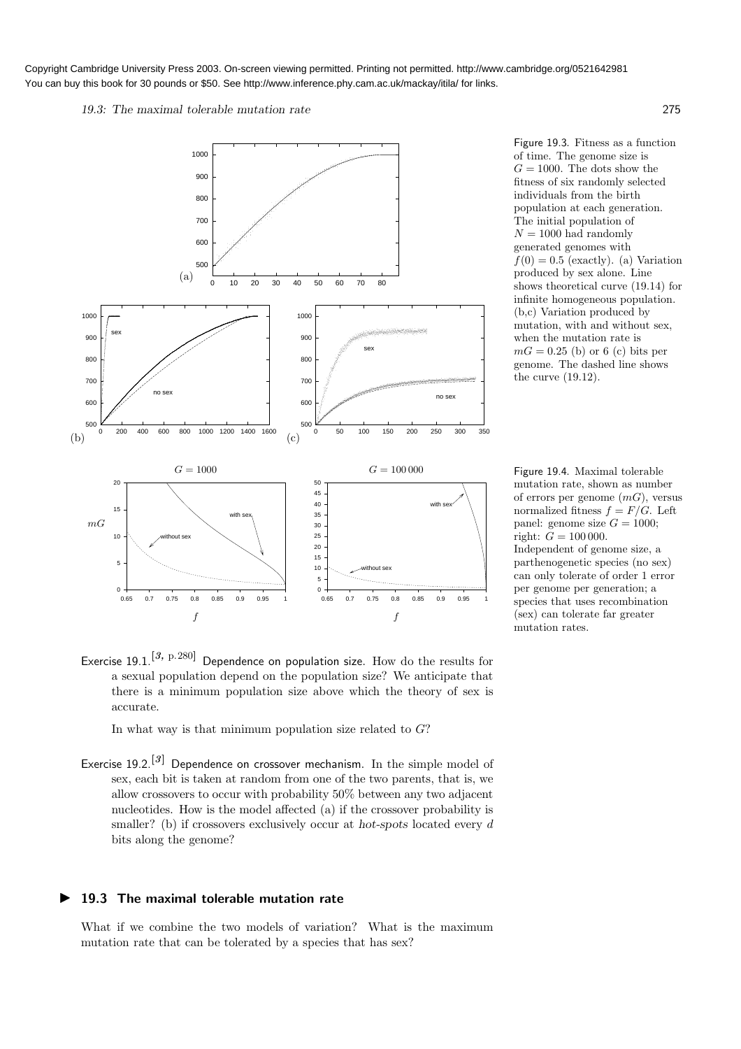Copyright Cambridge University Press 2003. On-screen viewing permitted. Printing not permitted. http://www.cambridge.org/0521642981
You can buy this book for 30 pounds or $50. See http://www.inference.phy.cam.ac.uk/mackay/itila/ for links.

Figure 19.3. Fitness as a function of time. The genome size is $G = 1000$. The dots show the fitness of six randomly selected individuals from the birth population at each generation. The initial population of $N = 1000$ had randomly generated genomes with $f(0) = 0.5$ (exactly). (a) Variation produced by sex alone. Line shows theoretical curve (19.14) for infinite homogeneous population. (b,c) Variation produced by mutation, with and without sex, when the mutation rate is $mG = 0.25$ (b) or 6 (c) bits per genome. The dashed line shows the curve (19.12).

Figure 19.4. Maximal tolerable mutation rate, shown as number of errors per genome ($mG$), versus normalized fitness $f = F/G$. Left panel: genome size $G = 1000$; right: $G = 100\,000$. Independent of genome size, a parthenogenetic species (no sex) can only tolerate of order 1 error per genome per generation; a species that uses recombination (sex) can tolerate far greater mutation rates.

Exercise 19.1.[3, p.280] Dependence on population size. How do the results for a sexual population depend on the population size? We anticipate that there is a minimum population size above which the theory of sex is accurate.

In what way is that minimum population size related to $G$?

Exercise 19.2.[3] Dependence on crossover mechanism. In the simple model of sex, each bit is taken at random from one of the two parents, that is, we allow crossovers to occur with probability 50% between any two adjacent nucleotides. How is the model affected (a) if the crossover probability is smaller? (b) if crossovers exclusively occur at *hot-spots* located every $d$ bits along the genome?

## 19.3 The maximal tolerable mutation rate

What if we combine the two models of variation? What is the maximum mutation rate that can be tolerated by a species that has sex?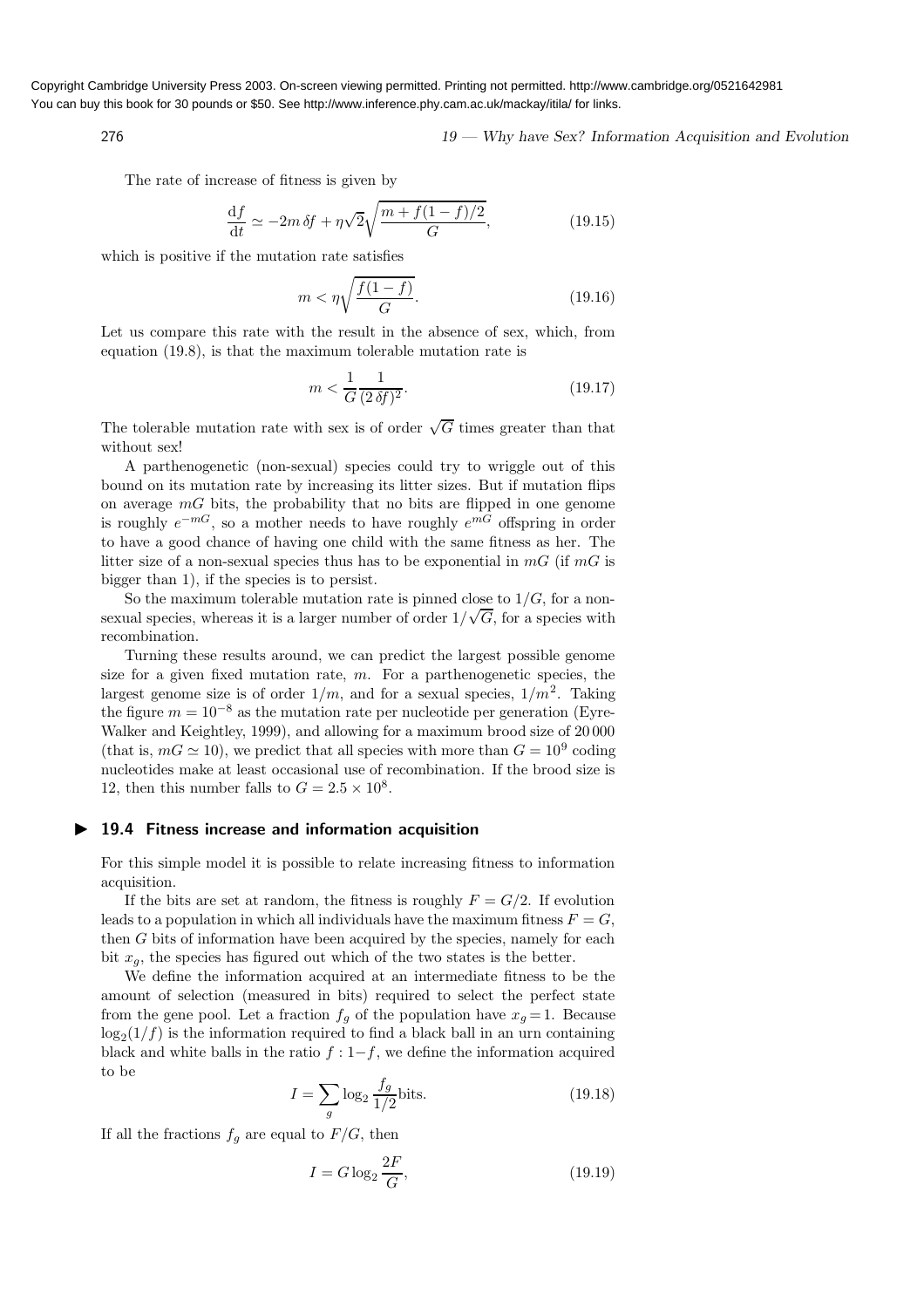The rate of increase of fitness is given by

$$\frac{\mathrm{d}f}{\mathrm{d}t} \simeq -2m\,\delta f + \eta\sqrt{2}\sqrt{\frac{m + f(1-f)/2}{G}}, \tag{19.15}$$

which is positive if the mutation rate satisfies

$$m < \eta\sqrt{\frac{f(1-f)}{G}}. \tag{19.16}$$

Let us compare this rate with the result in the absence of sex, which, from equation (19.8), is that the maximum tolerable mutation rate is

$$m < \frac{1}{G}\frac{1}{(2\,\delta f)^2}. \tag{19.17}$$

The tolerable mutation rate with sex is of order $\sqrt{G}$ times greater than that without sex!

A parthenogenetic (non-sexual) species could try to wriggle out of this bound on its mutation rate by increasing its litter sizes. But if mutation flips on average $mG$ bits, the probability that no bits are flipped in one genome is roughly $e^{-mG}$, so a mother needs to have roughly $e^{mG}$ offspring in order to have a good chance of having one child with the same fitness as her. The litter size of a non-sexual species thus has to be exponential in $mG$ (if $mG$ is bigger than 1), if the species is to persist.

So the maximum tolerable mutation rate is pinned close to $1/G$, for a non-sexual species, whereas it is a larger number of order $1/\sqrt{G}$, for a species with recombination.

Turning these results around, we can predict the largest possible genome size for a given fixed mutation rate, $m$. For a parthenogenetic species, the largest genome size is of order $1/m$, and for a sexual species, $1/m^2$. Taking the figure $m = 10^{-8}$ as the mutation rate per nucleotide per generation (Eyre-Walker and Keightley, 1999), and allowing for a maximum brood size of 20 000 (that is, $mG \simeq 10$), we predict that all species with more than $G = 10^9$ coding nucleotides make at least occasional use of recombination. If the brood size is 12, then this number falls to $G = 2.5 \times 10^8$.

## 19.4 Fitness increase and information acquisition

For this simple model it is possible to relate increasing fitness to information acquisition.

If the bits are set at random, the fitness is roughly $F = G/2$. If evolution leads to a population in which all individuals have the maximum fitness $F = G$, then $G$ bits of information have been acquired by the species, namely for each bit $x_g$, the species has figured out which of the two states is the better.

We define the information acquired at an intermediate fitness to be the amount of selection (measured in bits) required to select the perfect state from the gene pool. Let a fraction $f_g$ of the population have $x_g = 1$. Because $\log_2(1/f)$ is the information required to find a black ball in an urn containing black and white balls in the ratio $f : 1-f$, we define the information acquired to be

$$I = \sum_g \log_2 \frac{f_g}{1/2} \text{bits}. \tag{19.18}$$

If all the fractions $f_g$ are equal to $F/G$, then

$$I = G \log_2 \frac{2F}{G}, \tag{19.19}$$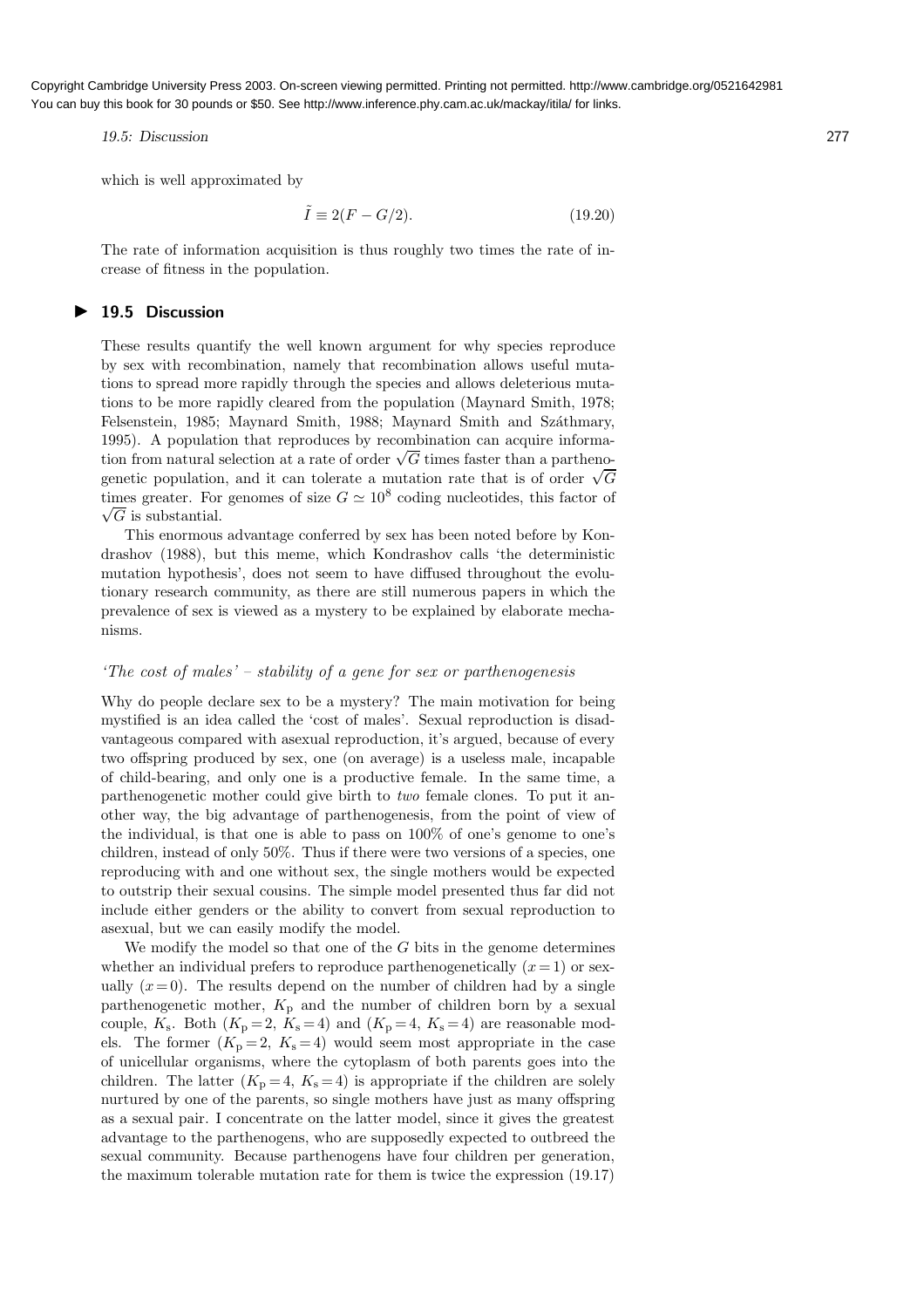which is well approximated by

$$\tilde{I} \equiv 2(F - G/2). \tag{19.20}$$

The rate of information acquisition is thus roughly two times the rate of increase of fitness in the population.

## ▶ 19.5 Discussion

These results quantify the well known argument for why species reproduce by sex with recombination, namely that recombination allows useful mutations to spread more rapidly through the species and allows deleterious mutations to be more rapidly cleared from the population (Maynard Smith, 1978; Felsenstein, 1985; Maynard Smith, 1988; Maynard Smith and Száthmary, 1995). A population that reproduces by recombination can acquire information from natural selection at a rate of order $\sqrt{G}$ times faster than a parthenogenetic population, and it can tolerate a mutation rate that is of order $\sqrt{G}$ times greater. For genomes of size $G \simeq 10^8$ coding nucleotides, this factor of $\sqrt{G}$ is substantial.

This enormous advantage conferred by sex has been noted before by Kondrashov (1988), but this meme, which Kondrashov calls 'the deterministic mutation hypothesis', does not seem to have diffused throughout the evolutionary research community, as there are still numerous papers in which the prevalence of sex is viewed as a mystery to be explained by elaborate mechanisms.

### *'The cost of males' – stability of a gene for sex or parthenogenesis*

Why do people declare sex to be a mystery? The main motivation for being mystified is an idea called the 'cost of males'. Sexual reproduction is disadvantageous compared with asexual reproduction, it's argued, because of every two offspring produced by sex, one (on average) is a useless male, incapable of child-bearing, and only one is a productive female. In the same time, a parthenogenetic mother could give birth to *two* female clones. To put it another way, the big advantage of parthenogenesis, from the point of view of the individual, is that one is able to pass on 100% of one's genome to one's children, instead of only 50%. Thus if there were two versions of a species, one reproducing with and one without sex, the single mothers would be expected to outstrip their sexual cousins. The simple model presented thus far did not include either genders or the ability to convert from sexual reproduction to asexual, but we can easily modify the model.

We modify the model so that one of the $G$ bits in the genome determines whether an individual prefers to reproduce parthenogenetically $(x = 1)$ or sexually $(x = 0)$. The results depend on the number of children had by a single parthenogenetic mother, $K_{\rm p}$ and the number of children born by a sexual couple, $K_{\rm s}$. Both $(K_{\rm p} = 2,\ K_{\rm s} = 4)$ and $(K_{\rm p} = 4,\ K_{\rm s} = 4)$ are reasonable models. The former $(K_{\rm p} = 2,\ K_{\rm s} = 4)$ would seem most appropriate in the case of unicellular organisms, where the cytoplasm of both parents goes into the children. The latter $(K_{\rm p} = 4,\ K_{\rm s} = 4)$ is appropriate if the children are solely nurtured by one of the parents, so single mothers have just as many offspring as a sexual pair. I concentrate on the latter model, since it gives the greatest advantage to the parthenogens, who are supposedly expected to outbreed the sexual community. Because parthenogens have four children per generation, the maximum tolerable mutation rate for them is twice the expression (19.17)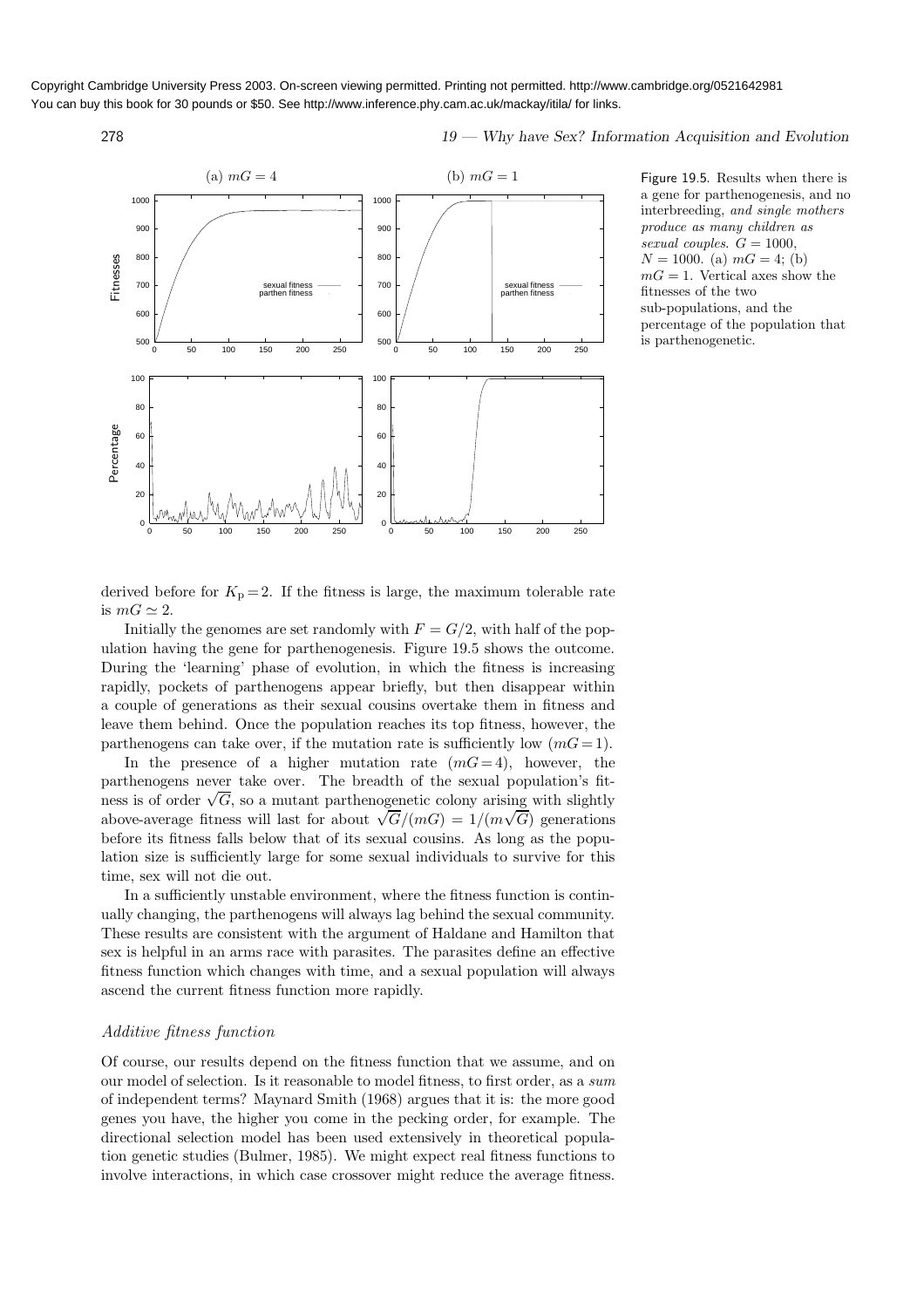Figure 19.5. Results when there is a gene for parthenogenesis, and no interbreeding, *and single mothers produce as many children as sexual couples.* $G = 1000$, $N = 1000$. (a) $mG = 4$; (b) $mG = 1$. Vertical axes show the fitnesses of the two sub-populations, and the percentage of the population that is parthenogenetic.

derived before for $K_p = 2$. If the fitness is large, the maximum tolerable rate is $mG \simeq 2$.

Initially the genomes are set randomly with $F = G/2$, with half of the population having the gene for parthenogenesis. Figure 19.5 shows the outcome. During the 'learning' phase of evolution, in which the fitness is increasing rapidly, pockets of parthenogens appear briefly, but then disappear within a couple of generations as their sexual cousins overtake them in fitness and leave them behind. Once the population reaches its top fitness, however, the parthenogens can take over, if the mutation rate is sufficiently low ($mG = 1$).

In the presence of a higher mutation rate ($mG = 4$), however, the parthenogens never take over. The breadth of the sexual population's fitness is of order $\sqrt{G}$, so a mutant parthenogenetic colony arising with slightly above-average fitness will last for about $\sqrt{G}/(mG) = 1/(m\sqrt{G})$ generations before its fitness falls below that of its sexual cousins. As long as the population size is sufficiently large for some sexual individuals to survive for this time, sex will not die out.

In a sufficiently unstable environment, where the fitness function is continually changing, the parthenogens will always lag behind the sexual community. These results are consistent with the argument of Haldane and Hamilton that sex is helpful in an arms race with parasites. The parasites define an effective fitness function which changes with time, and a sexual population will always ascend the current fitness function more rapidly.

### *Additive fitness function*

Of course, our results depend on the fitness function that we assume, and on our model of selection. Is it reasonable to model fitness, to first order, as a *sum* of independent terms? Maynard Smith (1968) argues that it is: the more good genes you have, the higher you come in the pecking order, for example. The directional selection model has been used extensively in theoretical population genetic studies (Bulmer, 1985). We might expect real fitness functions to involve interactions, in which case crossover might reduce the average fitness.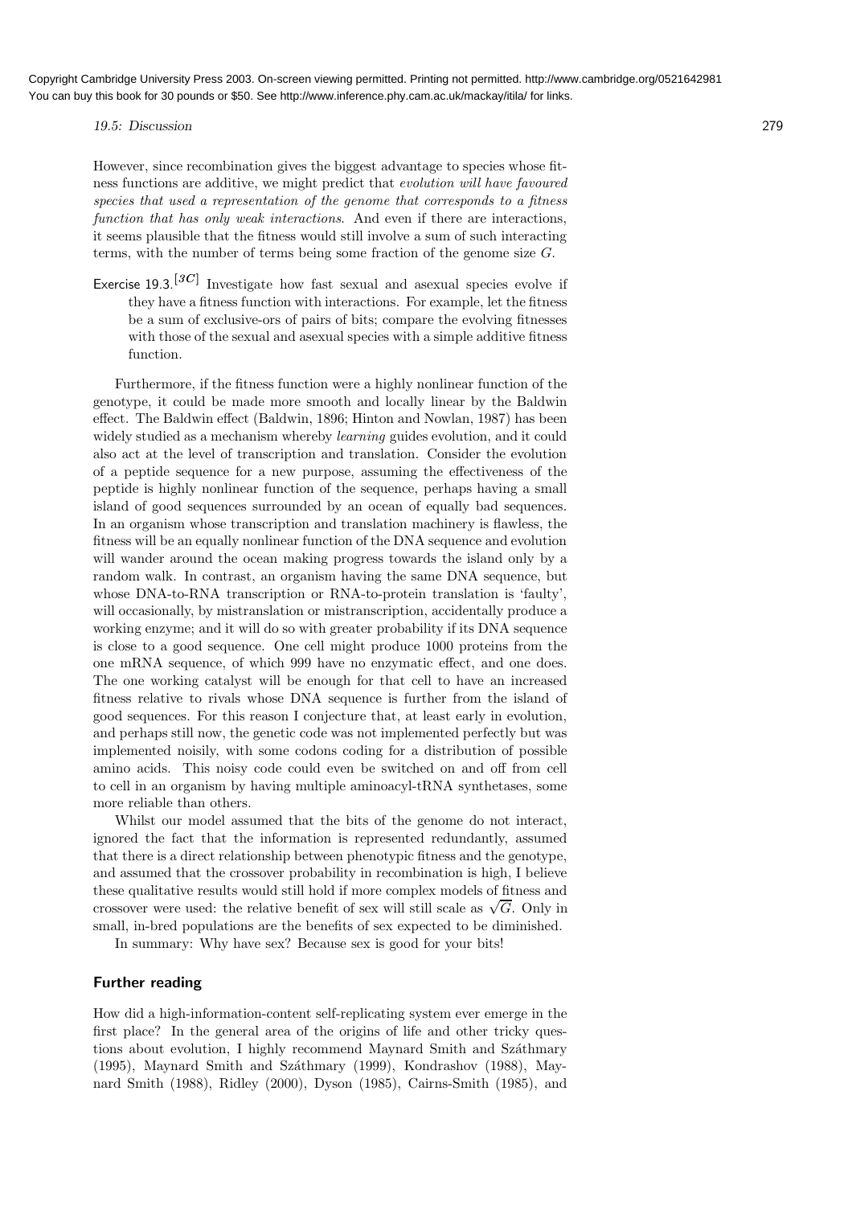However, since recombination gives the biggest advantage to species whose fitness functions are additive, we might predict that *evolution will have favoured species that used a representation of the genome that corresponds to a fitness function that has only weak interactions*. And even if there are interactions, it seems plausible that the fitness would still involve a sum of such interacting terms, with the number of terms being some fraction of the genome size $G$.

Exercise 19.3.[3C] Investigate how fast sexual and asexual species evolve if they have a fitness function with interactions. For example, let the fitness be a sum of exclusive-ors of pairs of bits; compare the evolving fitnesses with those of the sexual and asexual species with a simple additive fitness function.

Furthermore, if the fitness function were a highly nonlinear function of the genotype, it could be made more smooth and locally linear by the Baldwin effect. The Baldwin effect (Baldwin, 1896; Hinton and Nowlan, 1987) has been widely studied as a mechanism whereby *learning* guides evolution, and it could also act at the level of transcription and translation. Consider the evolution of a peptide sequence for a new purpose, assuming the effectiveness of the peptide is highly nonlinear function of the sequence, perhaps having a small island of good sequences surrounded by an ocean of equally bad sequences. In an organism whose transcription and translation machinery is flawless, the fitness will be an equally nonlinear function of the DNA sequence and evolution will wander around the ocean making progress towards the island only by a random walk. In contrast, an organism having the same DNA sequence, but whose DNA-to-RNA transcription or RNA-to-protein translation is 'faulty', will occasionally, by mistranslation or mistranscription, accidentally produce a working enzyme; and it will do so with greater probability if its DNA sequence is close to a good sequence. One cell might produce 1000 proteins from the one mRNA sequence, of which 999 have no enzymatic effect, and one does. The one working catalyst will be enough for that cell to have an increased fitness relative to rivals whose DNA sequence is further from the island of good sequences. For this reason I conjecture that, at least early in evolution, and perhaps still now, the genetic code was not implemented perfectly but was implemented noisily, with some codons coding for a distribution of possible amino acids. This noisy code could even be switched on and off from cell to cell in an organism by having multiple aminoacyl-tRNA synthetases, some more reliable than others.

Whilst our model assumed that the bits of the genome do not interact, ignored the fact that the information is represented redundantly, assumed that there is a direct relationship between phenotypic fitness and the genotype, and assumed that the crossover probability in recombination is high, I believe these qualitative results would still hold if more complex models of fitness and crossover were used: the relative benefit of sex will still scale as $\sqrt{G}$. Only in small, in-bred populations are the benefits of sex expected to be diminished.

In summary: Why have sex? Because sex is good for your bits!

## Further reading

How did a high-information-content self-replicating system ever emerge in the first place? In the general area of the origins of life and other tricky questions about evolution, I highly recommend Maynard Smith and Száthmary (1995), Maynard Smith and Száthmary (1999), Kondrashov (1988), Maynard Smith (1988), Ridley (2000), Dyson (1985), Cairns-Smith (1985), and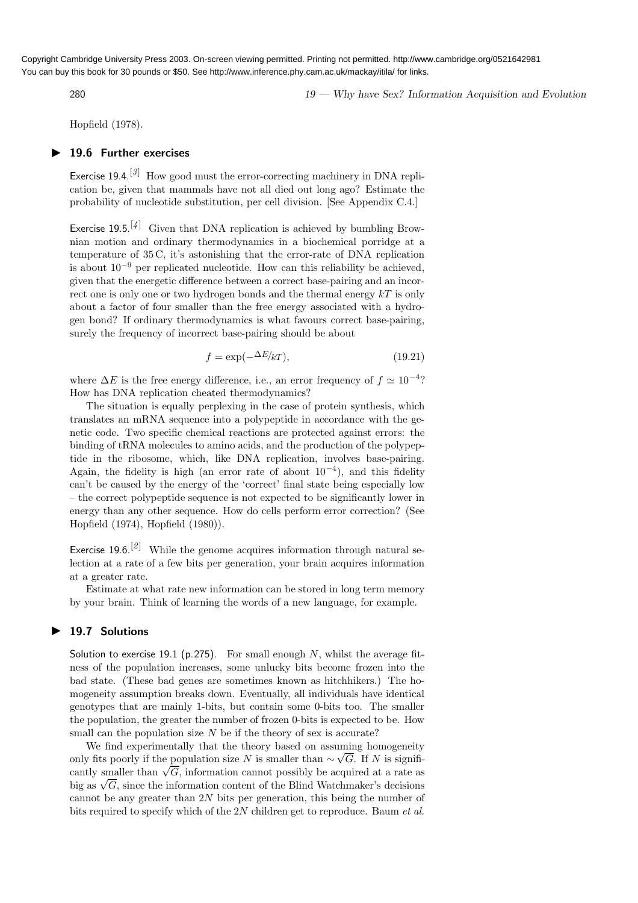Hopfield (1978).

## ▶ 19.6 Further exercises

Exercise 19.4.[3] How good must the error-correcting machinery in DNA replication be, given that mammals have not all died out long ago? Estimate the probability of nucleotide substitution, per cell division. [See Appendix C.4.]

Exercise 19.5.[4] Given that DNA replication is achieved by bumbling Brownian motion and ordinary thermodynamics in a biochemical porridge at a temperature of 35 C, it's astonishing that the error-rate of DNA replication is about $10^{-9}$ per replicated nucleotide. How can this reliability be achieved, given that the energetic difference between a correct base-pairing and an incorrect one is only one or two hydrogen bonds and the thermal energy $kT$ is only about a factor of four smaller than the free energy associated with a hydrogen bond? If ordinary thermodynamics is what favours correct base-pairing, surely the frequency of incorrect base-pairing should be about

$$f = \exp(-\Delta E/kT), \tag{19.21}$$

where $\Delta E$ is the free energy difference, i.e., an error frequency of $f \simeq 10^{-4}$? How has DNA replication cheated thermodynamics?

The situation is equally perplexing in the case of protein synthesis, which translates an mRNA sequence into a polypeptide in accordance with the genetic code. Two specific chemical reactions are protected against errors: the binding of tRNA molecules to amino acids, and the production of the polypeptide in the ribosome, which, like DNA replication, involves base-pairing. Again, the fidelity is high (an error rate of about $10^{-4}$), and this fidelity can't be caused by the energy of the 'correct' final state being especially low – the correct polypeptide sequence is not expected to be significantly lower in energy than any other sequence. How do cells perform error correction? (See Hopfield (1974), Hopfield (1980)).

Exercise 19.6.[2] While the genome acquires information through natural selection at a rate of a few bits per generation, your brain acquires information at a greater rate.

Estimate at what rate new information can be stored in long term memory by your brain. Think of learning the words of a new language, for example.

## ▶ 19.7 Solutions

Solution to exercise 19.1 (p.275). For small enough $N$, whilst the average fitness of the population increases, some unlucky bits become frozen into the bad state. (These bad genes are sometimes known as hitchhikers.) The homogeneity assumption breaks down. Eventually, all individuals have identical genotypes that are mainly 1-bits, but contain some 0-bits too. The smaller the population, the greater the number of frozen 0-bits is expected to be. How small can the population size $N$ be if the theory of sex is accurate?

We find experimentally that the theory based on assuming homogeneity only fits poorly if the population size $N$ is smaller than $\sim \sqrt{G}$. If $N$ is significantly smaller than $\sqrt{G}$, information cannot possibly be acquired at a rate as big as $\sqrt{G}$, since the information content of the Blind Watchmaker's decisions cannot be any greater than $2N$ bits per generation, this being the number of bits required to specify which of the $2N$ children get to reproduce. Baum *et al.*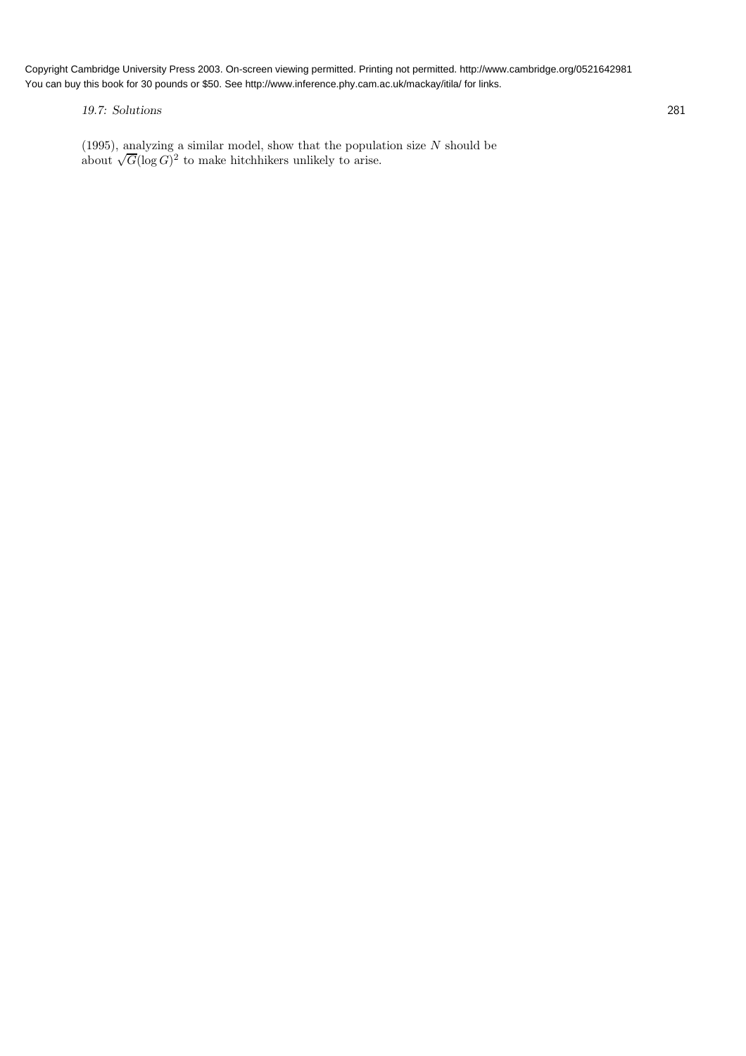(1995), analyzing a similar model, show that the population size $N$ should be about $\sqrt{G}(\log G)^2$ to make hitchhikers unlikely to arise.